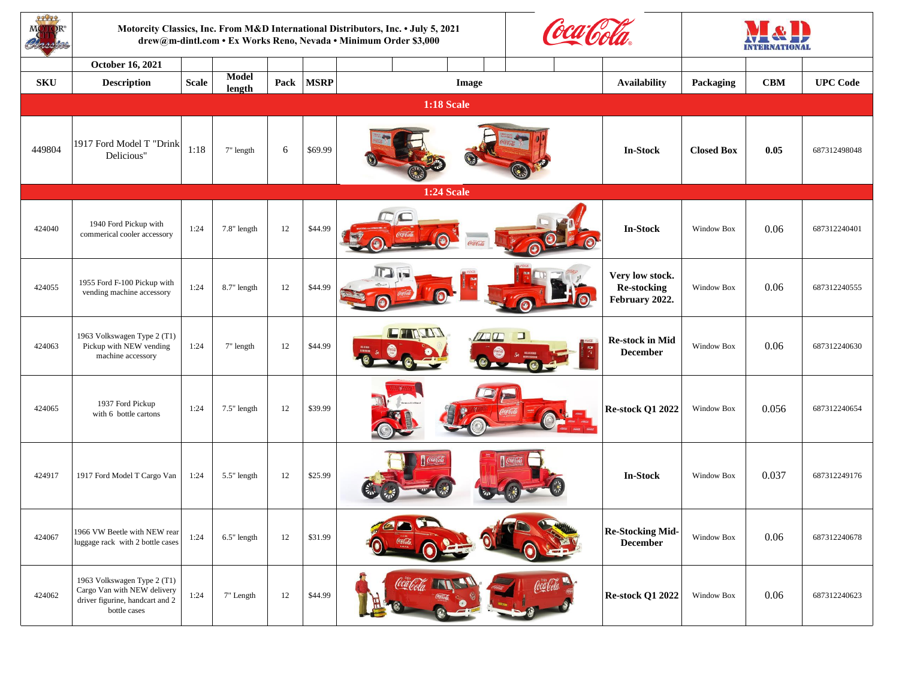**Motorcity Classics, Inc. From M&D International Distributors, Inc. • July 5, 2021**
**drew@m-dintl.com • Ex Works Reno, Nevada • Minimum Order $3,000**

**October 16, 2021**

| SKU | Description | Scale | Model length | Pack | MSRP | Image | Availability | Packaging | CBM | UPC Code |
|---|---|---|---|---|---|---|---|---|---|---|
| **1:18 Scale** | | | | | | | | | | |
| 449804 | 1917 Ford Model T "Drink Delicious" | 1:18 | 7" length | 6 | $69.99 | | **In-Stock** | **Closed Box** | **0.05** | 687312498048 |
| **1:24 Scale** | | | | | | | | | | |
| 424040 | 1940 Ford Pickup with commerical cooler accessory | 1:24 | 7.8" length | 12 | $44.99 | | **In-Stock** | Window Box | 0.06 | 687312240401 |
| 424055 | 1955 Ford F-100 Pickup with vending machine accessory | 1:24 | 8.7" length | 12 | $44.99 | | **Very low stock. Re-stocking February 2022.** | Window Box | 0.06 | 687312240555 |
| 424063 | 1963 Volkswagen Type 2 (T1) Pickup with NEW vending machine accessory | 1:24 | 7" length | 12 | $44.99 | | **Re-stock in Mid December** | Window Box | 0.06 | 687312240630 |
| 424065 | 1937 Ford Pickup with 6 bottle cartons | 1:24 | 7.5" length | 12 | $39.99 | | **Re-stock Q1 2022** | Window Box | 0.056 | 687312240654 |
| 424917 | 1917 Ford Model T Cargo Van | 1:24 | 5.5" length | 12 | $25.99 | | **In-Stock** | Window Box | 0.037 | 687312249176 |
| 424067 | 1966 VW Beetle with NEW rear luggage rack with 2 bottle cases | 1:24 | 6.5" length | 12 | $31.99 | | **Re-Stocking Mid-December** | Window Box | 0.06 | 687312240678 |
| 424062 | 1963 Volkswagen Type 2 (T1) Cargo Van with NEW delivery driver figurine, handcart and 2 bottle cases | 1:24 | 7" Length | 12 | $44.99 | | **Re-stock Q1 2022** | Window Box | 0.06 | 687312240623 |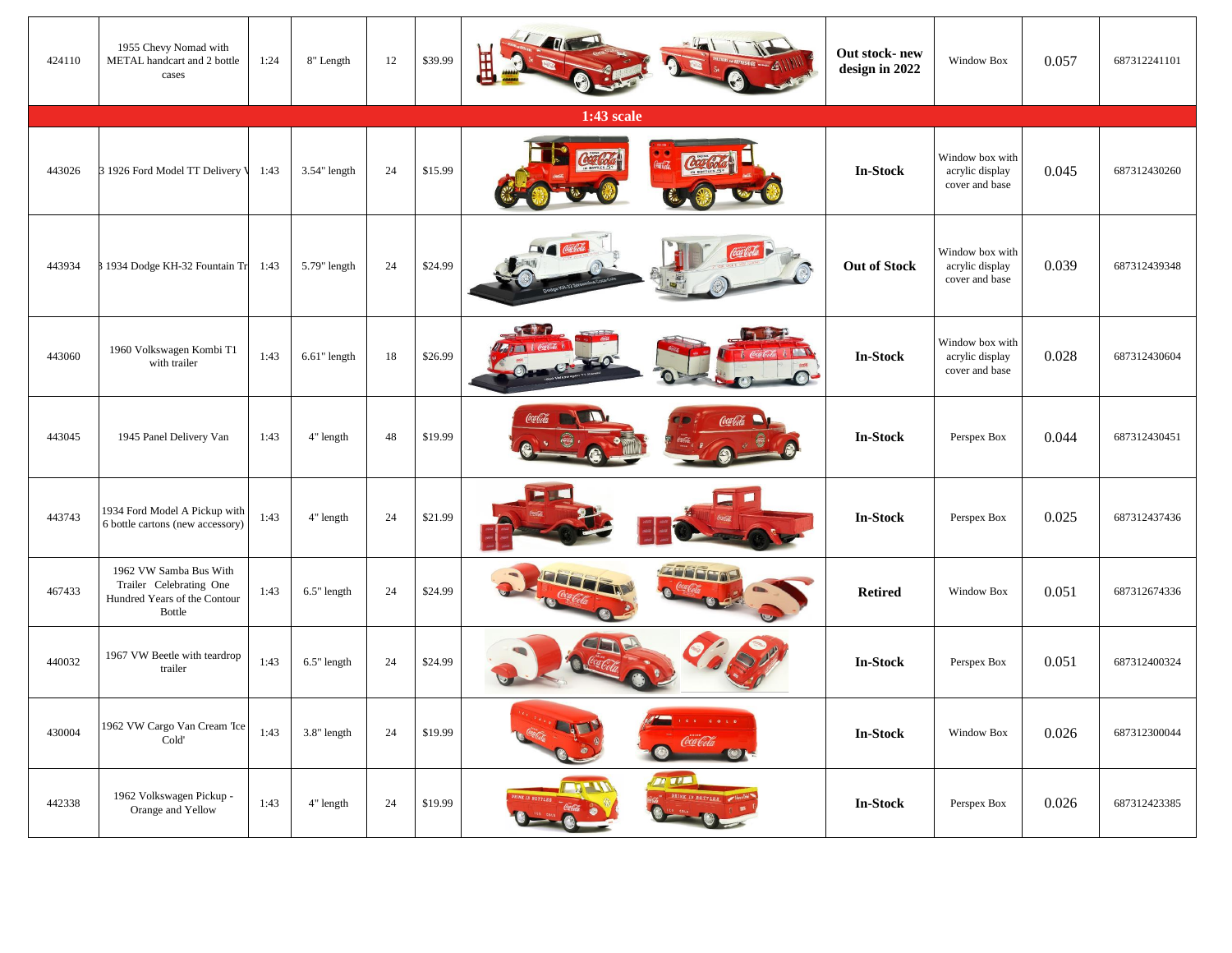| 424110 | 1955 Chevy Nomad with METAL handcart and 2 bottle cases | 1:24 | 8" Length | 12 | $39.99 | | **Out stock- new design in 2022** | Window Box | 0.057 | 687312241101 |
|---|---|---|---|---|---|---|---|---|---|---|
| **1:43 scale** | | | | | | | | | | |
| 443026 | 3 1926 Ford Model TT Delivery V | 1:43 | 3.54" length | 24 | $15.99 | | **In-Stock** | Window box with acrylic display cover and base | 0.045 | 687312430260 |
| 443934 | 3 1934 Dodge KH-32 Fountain Tr | 1:43 | 5.79" length | 24 | $24.99 | | **Out of Stock** | Window box with acrylic display cover and base | 0.039 | 687312439348 |
| 443060 | 1960 Volkswagen Kombi T1 with trailer | 1:43 | 6.61" length | 18 | $26.99 | | **In-Stock** | Window box with acrylic display cover and base | 0.028 | 687312430604 |
| 443045 | 1945 Panel Delivery Van | 1:43 | 4" length | 48 | $19.99 | | **In-Stock** | Perspex Box | 0.044 | 687312430451 |
| 443743 | 1934 Ford Model A Pickup with 6 bottle cartons (new accessory) | 1:43 | 4" length | 24 | $21.99 | | **In-Stock** | Perspex Box | 0.025 | 687312437436 |
| 467433 | 1962 VW Samba Bus With Trailer Celebrating One Hundred Years of the Contour Bottle | 1:43 | 6.5" length | 24 | $24.99 | | **Retired** | Window Box | 0.051 | 687312674336 |
| 440032 | 1967 VW Beetle with teardrop trailer | 1:43 | 6.5" length | 24 | $24.99 | | **In-Stock** | Perspex Box | 0.051 | 687312400324 |
| 430004 | 1962 VW Cargo Van Cream 'Ice Cold' | 1:43 | 3.8" length | 24 | $19.99 | | **In-Stock** | Window Box | 0.026 | 687312300044 |
| 442338 | 1962 Volkswagen Pickup - Orange and Yellow | 1:43 | 4" length | 24 | $19.99 | | **In-Stock** | Perspex Box | 0.026 | 687312423385 |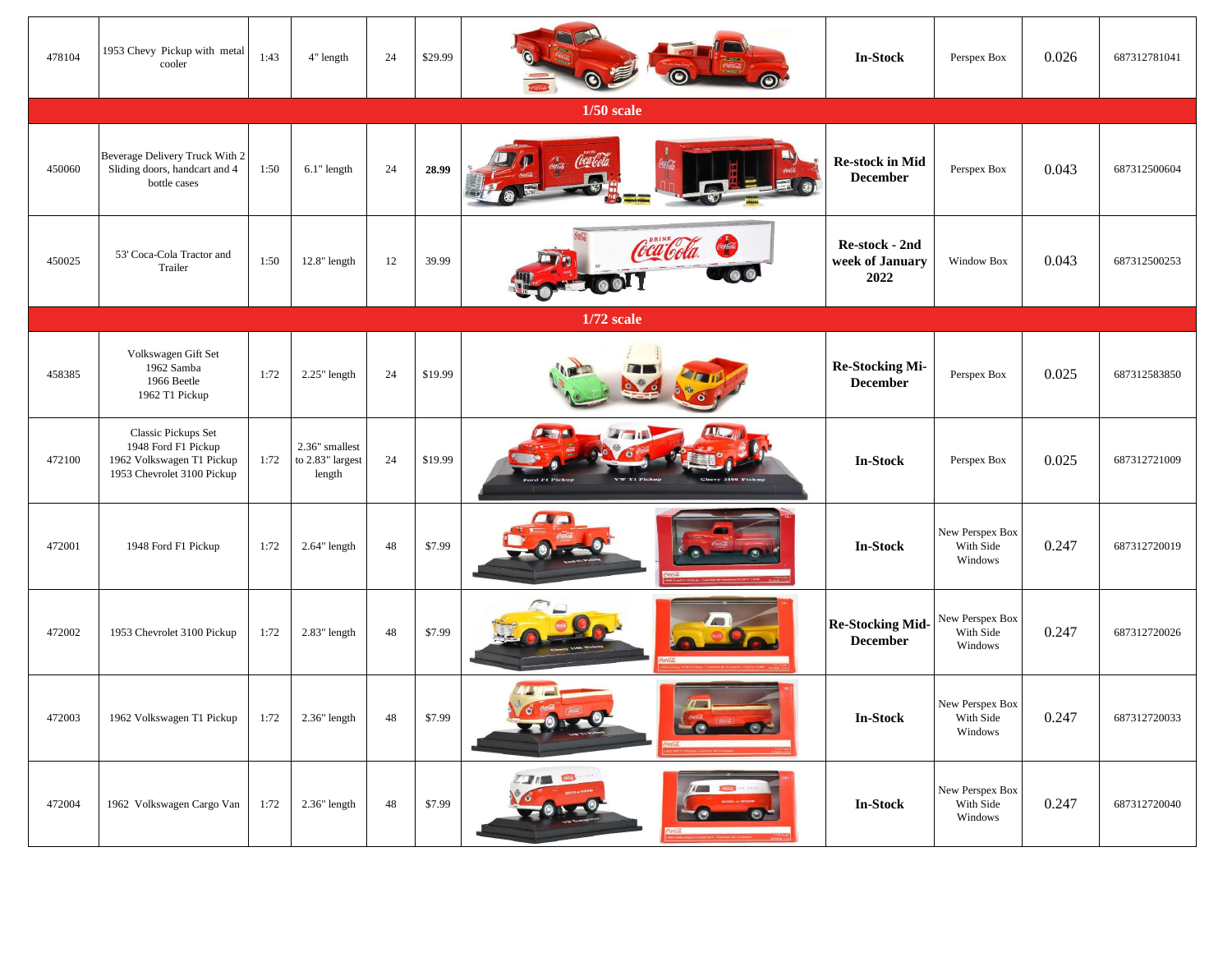| | | | | | | | | | | |
|---|---|---|---|---|---|---|---|---|---|---|
| 478104 | 1953 Chevy Pickup with metal cooler | 1:43 | 4" length | 24 | $29.99 | | **In-Stock** | Perspex Box | 0.026 | 687312781041 |
| **1/50 scale** | | | | | | | | | | |
| 450060 | Beverage Delivery Truck With 2 Sliding doors, handcart and 4 bottle cases | 1:50 | 6.1" length | 24 | **28.99** | | **Re-stock in Mid December** | Perspex Box | 0.043 | 687312500604 |
| 450025 | 53' Coca-Cola Tractor and Trailer | 1:50 | 12.8" length | 12 | 39.99 | | **Re-stock - 2nd week of January 2022** | Window Box | 0.043 | 687312500253 |
| **1/72 scale** | | | | | | | | | | |
| 458385 | Volkswagen Gift Set 1962 Samba 1966 Beetle 1962 T1 Pickup | 1:72 | 2.25" length | 24 | $19.99 | | **Re-Stocking Mi-December** | Perspex Box | 0.025 | 687312583850 |
| 472100 | Classic Pickups Set 1948 Ford F1 Pickup 1962 Volkswagen T1 Pickup 1953 Chevrolet 3100 Pickup | 1:72 | 2.36" smallest to 2.83" largest length | 24 | $19.99 | | **In-Stock** | Perspex Box | 0.025 | 687312721009 |
| 472001 | 1948 Ford F1 Pickup | 1:72 | 2.64" length | 48 | $7.99 | | **In-Stock** | New Perspex Box With Side Windows | 0.247 | 687312720019 |
| 472002 | 1953 Chevrolet 3100 Pickup | 1:72 | 2.83" length | 48 | $7.99 | | **Re-Stocking Mid-December** | New Perspex Box With Side Windows | 0.247 | 687312720026 |
| 472003 | 1962 Volkswagen T1 Pickup | 1:72 | 2.36" length | 48 | $7.99 | | **In-Stock** | New Perspex Box With Side Windows | 0.247 | 687312720033 |
| 472004 | 1962 Volkswagen Cargo Van | 1:72 | 2.36" length | 48 | $7.99 | | **In-Stock** | New Perspex Box With Side Windows | 0.247 | 687312720040 |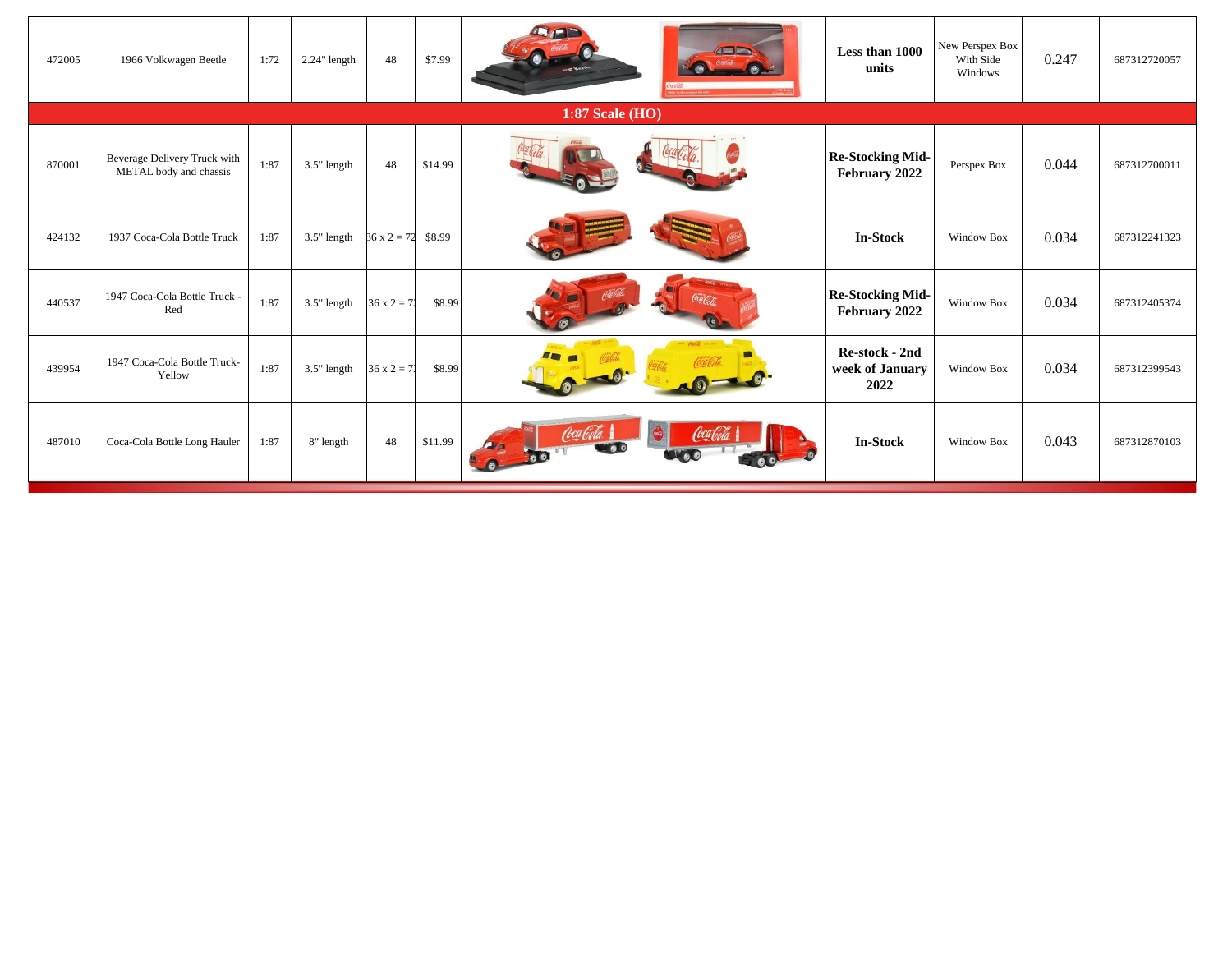| | | | | | | | | | | |
|---|---|---|---|---|---|---|---|---|---|---|
| 472005 | 1966 Volkwagen Beetle | 1:72 | 2.24" length | 48 | $7.99 | | **Less than 1000 units** | New Perspex Box With Side Windows | 0.247 | 687312720057 |
| **1:87 Scale (HO)** | | | | | | | | | | |
| 870001 | Beverage Delivery Truck with METAL body and chassis | 1:87 | 3.5" length | 48 | $14.99 | | **Re-Stocking Mid-February 2022** | Perspex Box | 0.044 | 687312700011 |
| 424132 | 1937 Coca-Cola Bottle Truck | 1:87 | 3.5" length | 36 x 2 = 72 | $8.99 | | **In-Stock** | Window Box | 0.034 | 687312241323 |
| 440537 | 1947 Coca-Cola Bottle Truck - Red | 1:87 | 3.5" length | 36 x 2 = 72 | $8.99 | | **Re-Stocking Mid-February 2022** | Window Box | 0.034 | 687312405374 |
| 439954 | 1947 Coca-Cola Bottle Truck-Yellow | 1:87 | 3.5" length | 36 x 2 = 72 | $8.99 | | **Re-stock - 2nd week of January 2022** | Window Box | 0.034 | 687312399543 |
| 487010 | Coca-Cola Bottle Long Hauler | 1:87 | 8" length | 48 | $11.99 | | **In-Stock** | Window Box | 0.043 | 687312870103 |